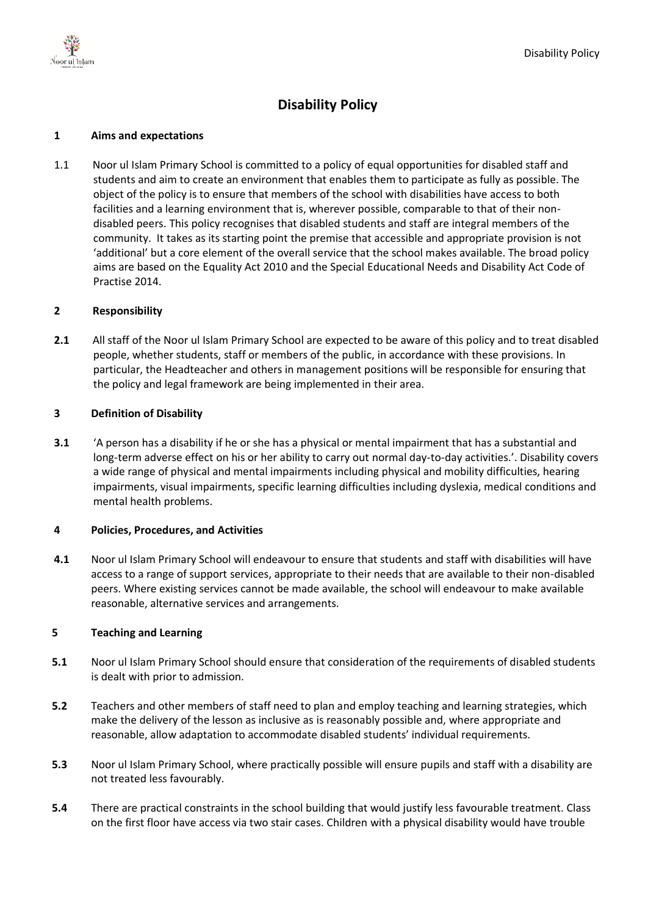# Disability Policy

## 1 Aims and expectations

1.1 Noor ul Islam Primary School is committed to a policy of equal opportunities for disabled staff and students and aim to create an environment that enables them to participate as fully as possible. The object of the policy is to ensure that members of the school with disabilities have access to both facilities and a learning environment that is, wherever possible, comparable to that of their non-disabled peers. This policy recognises that disabled students and staff are integral members of the community. It takes as its starting point the premise that accessible and appropriate provision is not 'additional' but a core element of the overall service that the school makes available. The broad policy aims are based on the Equality Act 2010 and the Special Educational Needs and Disability Act Code of Practise 2014.

## 2 Responsibility

**2.1** All staff of the Noor ul Islam Primary School are expected to be aware of this policy and to treat disabled people, whether students, staff or members of the public, in accordance with these provisions. In particular, the Headteacher and others in management positions will be responsible for ensuring that the policy and legal framework are being implemented in their area.

## 3 Definition of Disability

**3.1** 'A person has a disability if he or she has a physical or mental impairment that has a substantial and long-term adverse effect on his or her ability to carry out normal day-to-day activities.'. Disability covers a wide range of physical and mental impairments including physical and mobility difficulties, hearing impairments, visual impairments, specific learning difficulties including dyslexia, medical conditions and mental health problems.

## 4 Policies, Procedures, and Activities

**4.1** Noor ul Islam Primary School will endeavour to ensure that students and staff with disabilities will have access to a range of support services, appropriate to their needs that are available to their non-disabled peers. Where existing services cannot be made available, the school will endeavour to make available reasonable, alternative services and arrangements.

## 5 Teaching and Learning

**5.1** Noor ul Islam Primary School should ensure that consideration of the requirements of disabled students is dealt with prior to admission.

**5.2** Teachers and other members of staff need to plan and employ teaching and learning strategies, which make the delivery of the lesson as inclusive as is reasonably possible and, where appropriate and reasonable, allow adaptation to accommodate disabled students' individual requirements.

**5.3** Noor ul Islam Primary School, where practically possible will ensure pupils and staff with a disability are not treated less favourably.

**5.4** There are practical constraints in the school building that would justify less favourable treatment. Class on the first floor have access via two stair cases. Children with a physical disability would have trouble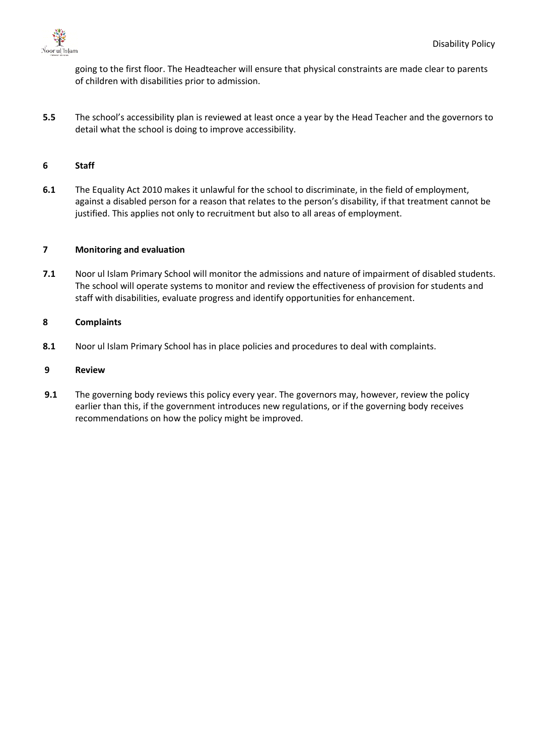going to the first floor. The Headteacher will ensure that physical constraints are made clear to parents of children with disabilities prior to admission.

**5.5** The school's accessibility plan is reviewed at least once a year by the Head Teacher and the governors to detail what the school is doing to improve accessibility.

## 6 Staff

**6.1** The Equality Act 2010 makes it unlawful for the school to discriminate, in the field of employment, against a disabled person for a reason that relates to the person's disability, if that treatment cannot be justified. This applies not only to recruitment but also to all areas of employment.

## 7 Monitoring and evaluation

**7.1** Noor ul Islam Primary School will monitor the admissions and nature of impairment of disabled students. The school will operate systems to monitor and review the effectiveness of provision for students and staff with disabilities, evaluate progress and identify opportunities for enhancement.

## 8 Complaints

**8.1** Noor ul Islam Primary School has in place policies and procedures to deal with complaints.

## 9 Review

**9.1** The governing body reviews this policy every year. The governors may, however, review the policy earlier than this, if the government introduces new regulations, or if the governing body receives recommendations on how the policy might be improved.